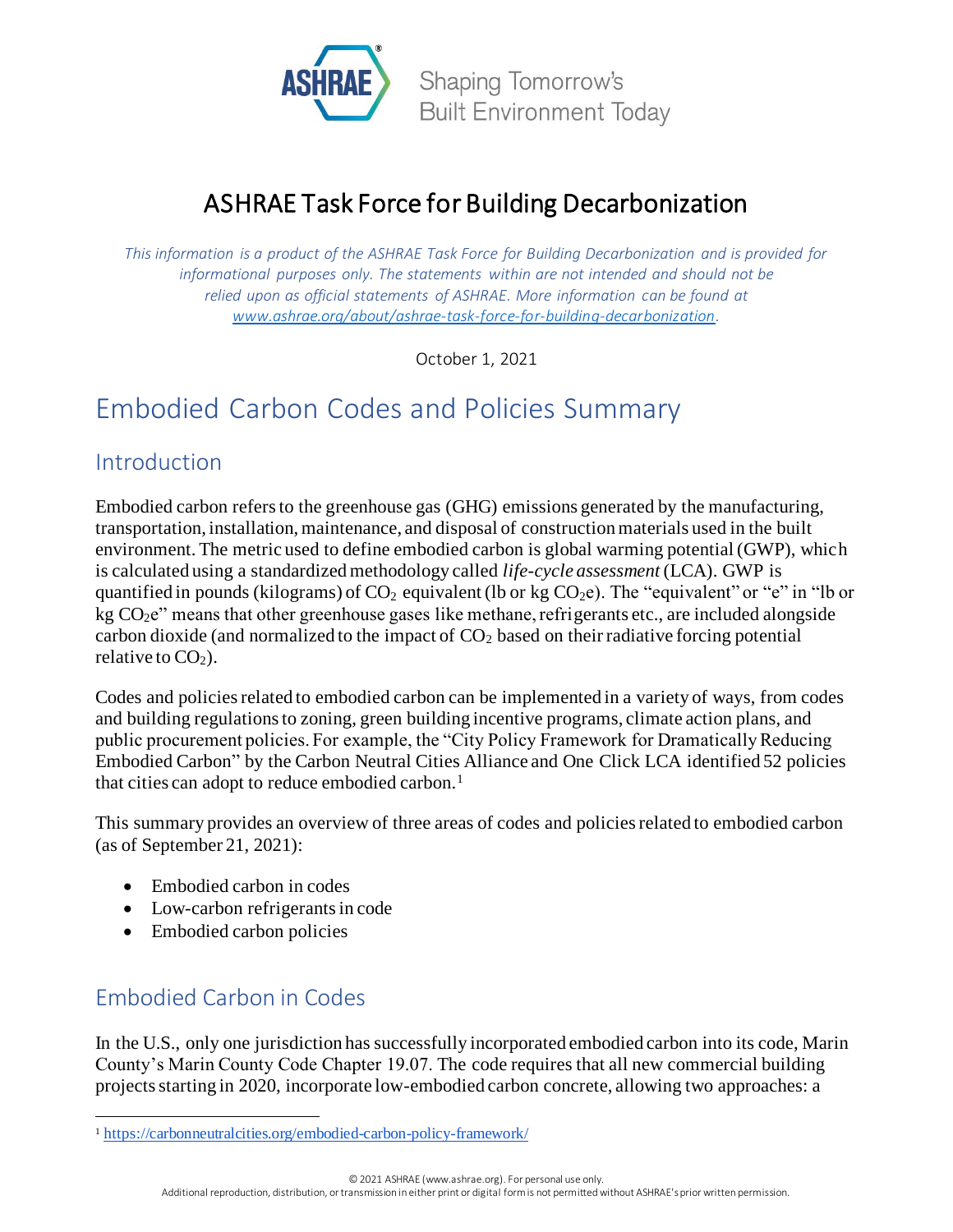ASHRAE

Shaping Tomorrow's Built Environment Today

# ASHRAE Task Force for Building Decarbonization

*This information is a product of the ASHRAE Task Force for Building Decarbonization and is provided for informational purposes only. The statements within are not intended and should not be relied upon as official statements of ASHRAE. More information can be found at [www.ashrae.org/about/ashrae-task-force-for-building-decarbonization](www.ashrae.org/about/ashrae-task-force-for-building-decarbonization).*

October 1, 2021

# Embodied Carbon Codes and Policies Summary

## Introduction

Embodied carbon refers to the greenhouse gas (GHG) emissions generated by the manufacturing, transportation, installation, maintenance, and disposal of construction materials used in the built environment. The metric used to define embodied carbon is global warming potential (GWP), which is calculated using a standardized methodology called *life-cycle assessment* (LCA). GWP is quantified in pounds (kilograms) of $CO_2$ equivalent (lb or kg $CO_2e$). The "equivalent" or "e" in "lb or kg $CO_2e$" means that other greenhouse gases like methane, refrigerants etc., are included alongside carbon dioxide (and normalized to the impact of $CO_2$ based on their radiative forcing potential relative to $CO_2$).

Codes and policies related to embodied carbon can be implemented in a variety of ways, from codes and building regulations to zoning, green building incentive programs, climate action plans, and public procurement policies. For example, the "City Policy Framework for Dramatically Reducing Embodied Carbon" by the Carbon Neutral Cities Alliance and One Click LCA identified 52 policies that cities can adopt to reduce embodied carbon.[1]

This summary provides an overview of three areas of codes and policies related to embodied carbon (as of September 21, 2021):

- Embodied carbon in codes
- Low-carbon refrigerants in code
- Embodied carbon policies

## Embodied Carbon in Codes

In the U.S., only one jurisdiction has successfully incorporated embodied carbon into its code, Marin County's Marin County Code Chapter 19.07. The code requires that all new commercial building projects starting in 2020, incorporate low-embodied carbon concrete, allowing two approaches: a

[1] https://carbonneutralcities.org/embodied-carbon-policy-framework/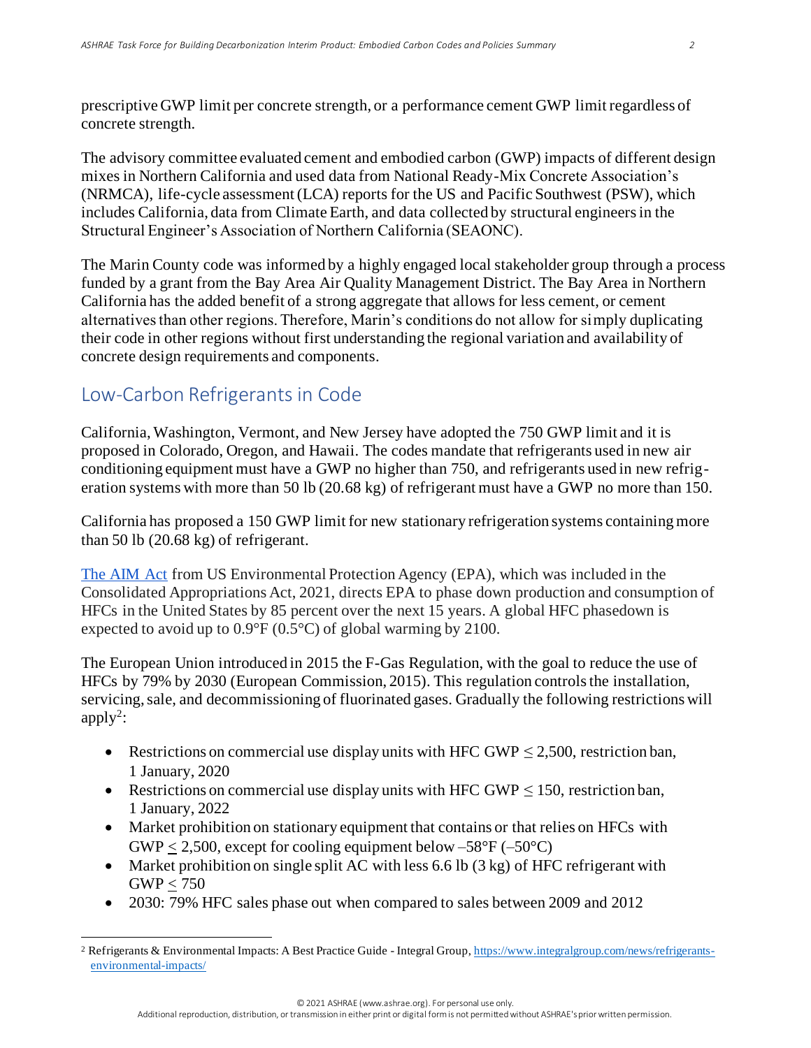prescriptive GWP limit per concrete strength, or a performance cement GWP limit regardless of concrete strength.

The advisory committee evaluated cement and embodied carbon (GWP) impacts of different design mixes in Northern California and used data from National Ready-Mix Concrete Association's (NRMCA), life-cycle assessment (LCA) reports for the US and Pacific Southwest (PSW), which includes California, data from Climate Earth, and data collected by structural engineers in the Structural Engineer's Association of Northern California (SEAONC).

The Marin County code was informed by a highly engaged local stakeholder group through a process funded by a grant from the Bay Area Air Quality Management District. The Bay Area in Northern California has the added benefit of a strong aggregate that allows for less cement, or cement alternatives than other regions. Therefore, Marin's conditions do not allow for simply duplicating their code in other regions without first understanding the regional variation and availability of concrete design requirements and components.

## Low-Carbon Refrigerants in Code

California, Washington, Vermont, and New Jersey have adopted the 750 GWP limit and it is proposed in Colorado, Oregon, and Hawaii. The codes mandate that refrigerants used in new air conditioning equipment must have a GWP no higher than 750, and refrigerants used in new refrigeration systems with more than 50 lb (20.68 kg) of refrigerant must have a GWP no more than 150.

California has proposed a 150 GWP limit for new stationary refrigeration systems containing more than 50 lb (20.68 kg) of refrigerant.

[The AIM Act](#) from US Environmental Protection Agency (EPA), which was included in the Consolidated Appropriations Act, 2021, directs EPA to phase down production and consumption of HFCs in the United States by 85 percent over the next 15 years. A global HFC phasedown is expected to avoid up to 0.9°F (0.5°C) of global warming by 2100.

The European Union introduced in 2015 the F-Gas Regulation, with the goal to reduce the use of HFCs by 79% by 2030 (European Commission, 2015). This regulation controls the installation, servicing, sale, and decommissioning of fluorinated gases. Gradually the following restrictions will apply[2]:

- Restrictions on commercial use display units with HFC GWP $\leq$ 2,500, restriction ban, 1 January, 2020
- Restrictions on commercial use display units with HFC GWP $\leq$ 150, restriction ban, 1 January, 2022
- Market prohibition on stationary equipment that contains or that relies on HFCs with GWP $\leq$ 2,500, except for cooling equipment below –58°F (–50°C)
- Market prohibition on single split AC with less 6.6 lb (3 kg) of HFC refrigerant with GWP $\leq$ 750
- 2030: 79% HFC sales phase out when compared to sales between 2009 and 2012

[2] Refrigerants & Environmental Impacts: A Best Practice Guide - Integral Group, https://www.integralgroup.com/news/refrigerants-environmental-impacts/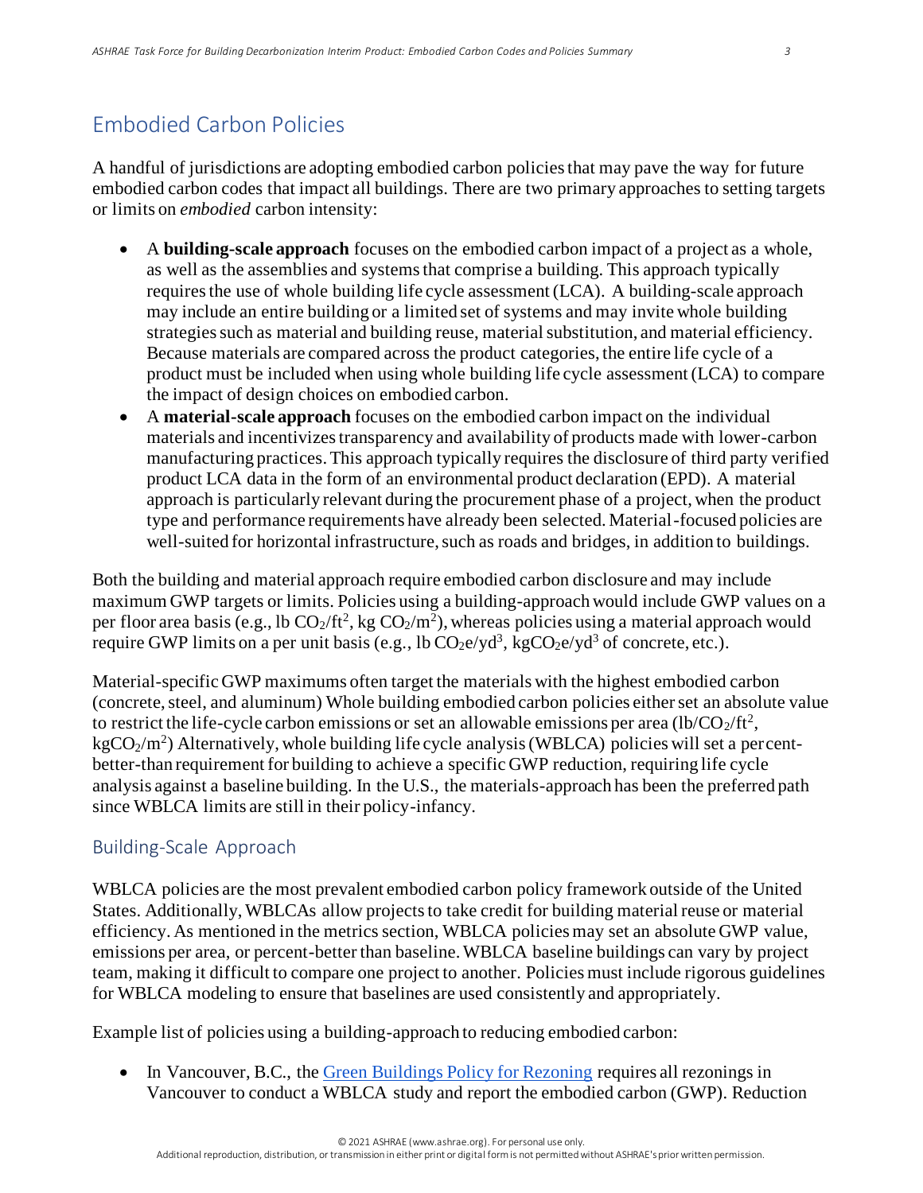## Embodied Carbon Policies

A handful of jurisdictions are adopting embodied carbon policies that may pave the way for future embodied carbon codes that impact all buildings. There are two primary approaches to setting targets or limits on *embodied* carbon intensity:

- A **building-scale approach** focuses on the embodied carbon impact of a project as a whole, as well as the assemblies and systems that comprise a building. This approach typically requires the use of whole building life cycle assessment (LCA). A building-scale approach may include an entire building or a limited set of systems and may invite whole building strategies such as material and building reuse, material substitution, and material efficiency. Because materials are compared across the product categories, the entire life cycle of a product must be included when using whole building life cycle assessment (LCA) to compare the impact of design choices on embodied carbon.
- A **material-scale approach** focuses on the embodied carbon impact on the individual materials and incentivizes transparency and availability of products made with lower-carbon manufacturing practices. This approach typically requires the disclosure of third party verified product LCA data in the form of an environmental product declaration (EPD). A material approach is particularly relevant during the procurement phase of a project, when the product type and performance requirements have already been selected. Material-focused policies are well-suited for horizontal infrastructure, such as roads and bridges, in addition to buildings.

Both the building and material approach require embodied carbon disclosure and may include maximum GWP targets or limits. Policies using a building-approach would include GWP values on a per floor area basis (e.g., lb $CO_2/ft^2$, kg $CO_2/m^2$), whereas policies using a material approach would require GWP limits on a per unit basis (e.g., lb $CO_2e/yd^3$, $kgCO_2e/yd^3$ of concrete, etc.).

Material-specific GWP maximums often target the materials with the highest embodied carbon (concrete, steel, and aluminum) Whole building embodied carbon policies either set an absolute value to restrict the life-cycle carbon emissions or set an allowable emissions per area ($lb/CO_2/ft^2$, $kgCO_2/m^2$) Alternatively, whole building life cycle analysis (WBLCA) policies will set a percent-better-than requirement for building to achieve a specific GWP reduction, requiring life cycle analysis against a baseline building. In the U.S., the materials-approach has been the preferred path since WBLCA limits are still in their policy-infancy.

### Building-Scale Approach

WBLCA policies are the most prevalent embodied carbon policy framework outside of the United States. Additionally, WBLCAs allow projects to take credit for building material reuse or material efficiency. As mentioned in the metrics section, WBLCA policies may set an absolute GWP value, emissions per area, or percent-better than baseline. WBLCA baseline buildings can vary by project team, making it difficult to compare one project to another. Policies must include rigorous guidelines for WBLCA modeling to ensure that baselines are used consistently and appropriately.

Example list of policies using a building-approach to reducing embodied carbon:

- In Vancouver, B.C., the Green Buildings Policy for Rezoning requires all rezonings in Vancouver to conduct a WBLCA study and report the embodied carbon (GWP). Reduction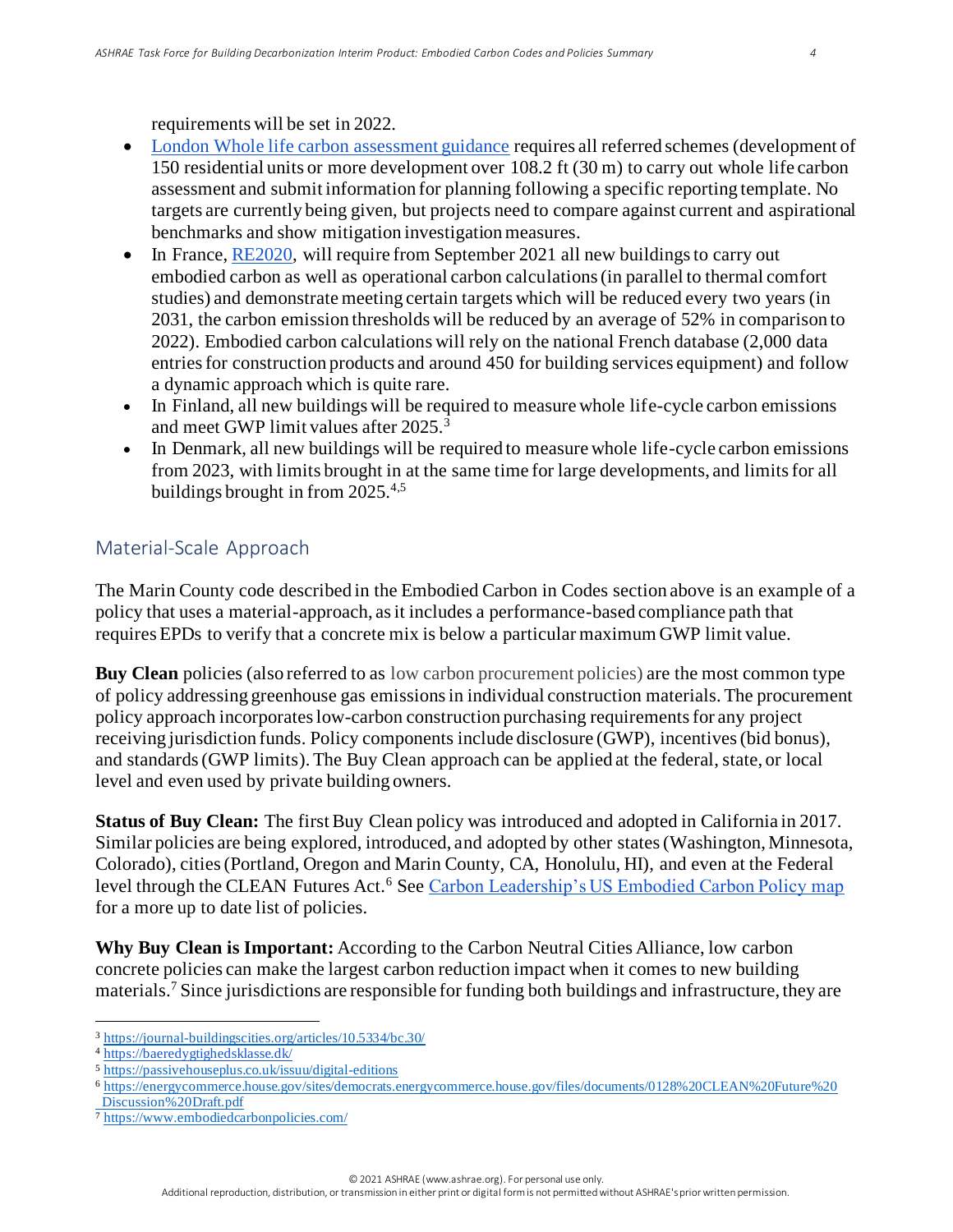requirements will be set in 2022.

- London Whole life carbon assessment guidance requires all referred schemes (development of 150 residential units or more development over 108.2 ft (30 m) to carry out whole life carbon assessment and submit information for planning following a specific reporting template. No targets are currently being given, but projects need to compare against current and aspirational benchmarks and show mitigation investigation measures.
- In France, RE2020, will require from September 2021 all new buildings to carry out embodied carbon as well as operational carbon calculations (in parallel to thermal comfort studies) and demonstrate meeting certain targets which will be reduced every two years (in 2031, the carbon emission thresholds will be reduced by an average of 52% in comparison to 2022). Embodied carbon calculations will rely on the national French database (2,000 data entries for construction products and around 450 for building services equipment) and follow a dynamic approach which is quite rare.
- In Finland, all new buildings will be required to measure whole life-cycle carbon emissions and meet GWP limit values after 2025.[3]
- In Denmark, all new buildings will be required to measure whole life-cycle carbon emissions from 2023, with limits brought in at the same time for large developments, and limits for all buildings brought in from 2025.[4,5]

## Material-Scale Approach

The Marin County code described in the Embodied Carbon in Codes section above is an example of a policy that uses a material-approach, as it includes a performance-based compliance path that requires EPDs to verify that a concrete mix is below a particular maximum GWP limit value.

**Buy Clean** policies (also referred to as low carbon procurement policies) are the most common type of policy addressing greenhouse gas emissions in individual construction materials. The procurement policy approach incorporates low-carbon construction purchasing requirements for any project receiving jurisdiction funds. Policy components include disclosure (GWP), incentives (bid bonus), and standards (GWP limits). The Buy Clean approach can be applied at the federal, state, or local level and even used by private building owners.

**Status of Buy Clean:** The first Buy Clean policy was introduced and adopted in California in 2017. Similar policies are being explored, introduced, and adopted by other states (Washington, Minnesota, Colorado), cities (Portland, Oregon and Marin County, CA, Honolulu, HI), and even at the Federal level through the CLEAN Futures Act.[6] See Carbon Leadership's US Embodied Carbon Policy map for a more up to date list of policies.

**Why Buy Clean is Important:** According to the Carbon Neutral Cities Alliance, low carbon concrete policies can make the largest carbon reduction impact when it comes to new building materials.[7] Since jurisdictions are responsible for funding both buildings and infrastructure, they are

---

[3] https://journal-buildingscities.org/articles/10.5334/bc.30/

[4] https://baeredygtighedsklasse.dk/

[5] https://passivehouseplus.co.uk/issuu/digital-editions

[6] https://energycommerce.house.gov/sites/democrats.energycommerce.house.gov/files/documents/0128%20CLEAN%20Future%20Discussion%20Draft.pdf

[7] https://www.embodiedcarbonpolicies.com/

© 2021 ASHRAE (www.ashrae.org). For personal use only.
Additional reproduction, distribution, or transmission in either print or digital form is not permitted without ASHRAE's prior written permission.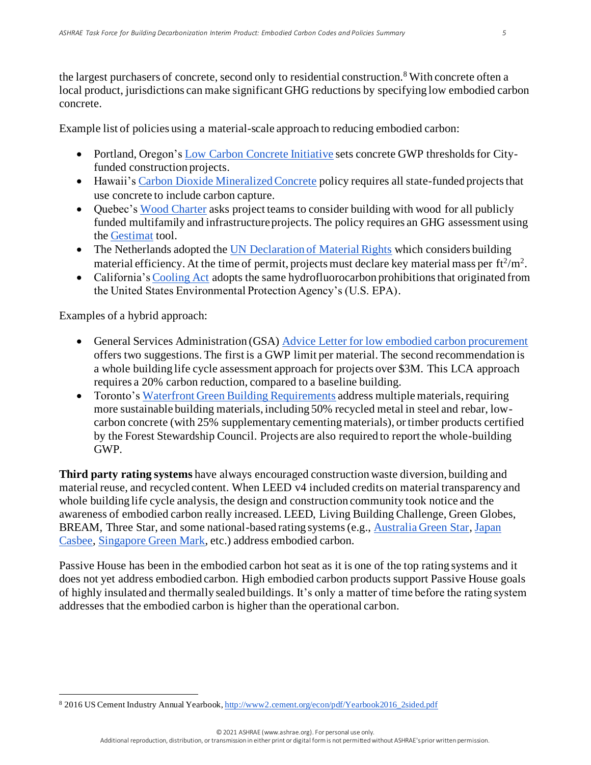the largest purchasers of concrete, second only to residential construction.[8] With concrete often a local product, jurisdictions can make significant GHG reductions by specifying low embodied carbon concrete.

Example list of policies using a material-scale approach to reducing embodied carbon:

- Portland, Oregon's Low Carbon Concrete Initiative sets concrete GWP thresholds for City-funded construction projects.
- Hawaii's Carbon Dioxide Mineralized Concrete policy requires all state-funded projects that use concrete to include carbon capture.
- Quebec's Wood Charter asks project teams to consider building with wood for all publicly funded multifamily and infrastructure projects. The policy requires an GHG assessment using the Gestimat tool.
- The Netherlands adopted the UN Declaration of Material Rights which considers building material efficiency. At the time of permit, projects must declare key material mass per $ft^2/m^2$.
- California's Cooling Act adopts the same hydrofluorocarbon prohibitions that originated from the United States Environmental Protection Agency's (U.S. EPA).

Examples of a hybrid approach:

- General Services Administration (GSA) Advice Letter for low embodied carbon procurement offers two suggestions. The first is a GWP limit per material. The second recommendation is a whole building life cycle assessment approach for projects over $3M. This LCA approach requires a 20% carbon reduction, compared to a baseline building.
- Toronto's Waterfront Green Building Requirements address multiple materials, requiring more sustainable building materials, including 50% recycled metal in steel and rebar, low-carbon concrete (with 25% supplementary cementing materials), or timber products certified by the Forest Stewardship Council. Projects are also required to report the whole-building GWP.

**Third party rating systems** have always encouraged construction waste diversion, building and material reuse, and recycled content. When LEED v4 included credits on material transparency and whole building life cycle analysis, the design and construction community took notice and the awareness of embodied carbon really increased. LEED, Living Building Challenge, Green Globes, BREAM, Three Star, and some national-based rating systems (e.g., Australia Green Star, Japan Casbee, Singapore Green Mark, etc.) address embodied carbon.

Passive House has been in the embodied carbon hot seat as it is one of the top rating systems and it does not yet address embodied carbon. High embodied carbon products support Passive House goals of highly insulated and thermally sealed buildings. It's only a matter of time before the rating system addresses that the embodied carbon is higher than the operational carbon.

[8] 2016 US Cement Industry Annual Yearbook, http://www2.cement.org/econ/pdf/Yearbook2016_2sided.pdf